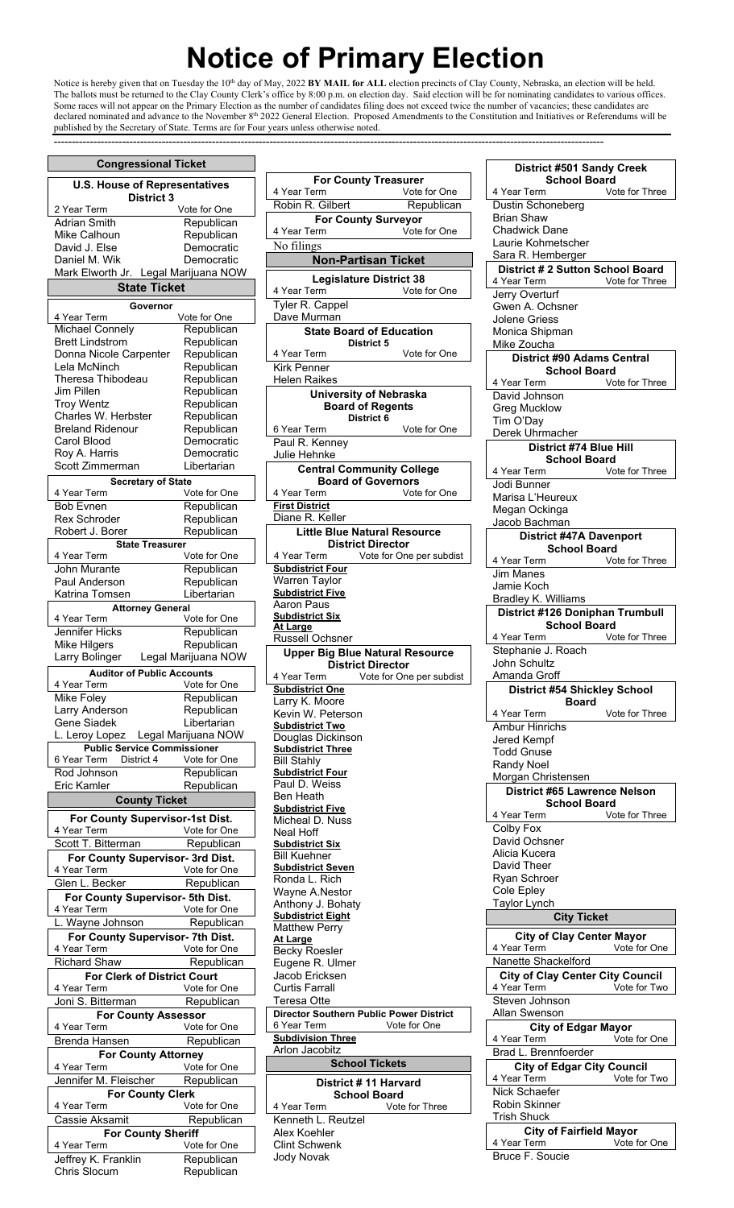# Notice of Primary Election

Notice is hereby given that on Tuesday the 10th day of May, 2022 **BY MAIL for ALL** election precincts of Clay County, Nebraska, an election will be held. The ballots must be returned to the Clay County Clerk's office by 8:00 p.m. on election day. Said election will be for nominating candidates to various offices. Some races will not appear on the Primary Election as the number of candidates filing does not exceed twice the number of vacancies; these candidates are declared nominated and advance to the November 8th 2022 General Election. Proposed Amendments to the Constitution and Initiatives or Referendums will be published by the Secretary of State. Terms are for Four years unless otherwise noted.

## Congressional Ticket

**U.S. House of Representatives District 3**
2 Year Term — Vote for One

| Candidate | Party |
|---|---|
| Adrian Smith | Republican |
| Mike Calhoun | Republican |
| David J. Else | Democratic |
| Daniel M. Wik | Democratic |
| Mark Elworth Jr. | Legal Marijuana NOW |

## State Ticket

**Governor**
4 Year Term — Vote for One

| Candidate | Party |
|---|---|
| Michael Connely | Republican |
| Brett Lindstrom | Republican |
| Donna Nicole Carpenter | Republican |
| Lela McNinch | Republican |
| Theresa Thibodeau | Republican |
| Jim Pillen | Republican |
| Troy Wentz | Republican |
| Charles W. Herbster | Republican |
| Breland Ridenour | Republican |
| Carol Blood | Democratic |
| Roy A. Harris | Democratic |
| Scott Zimmerman | Libertarian |

**Secretary of State**
4 Year Term — Vote for One

| Candidate | Party |
|---|---|
| Bob Evnen | Republican |
| Rex Schroder | Republican |
| Robert J. Borer | Republican |

**State Treasurer**
4 Year Term — Vote for One

| Candidate | Party |
|---|---|
| John Murante | Republican |
| Paul Anderson | Republican |
| Katrina Tomsen | Libertarian |

**Attorney General**
4 Year Term — Vote for One

| Candidate | Party |
|---|---|
| Jennifer Hicks | Republican |
| Mike Hilgers | Republican |
| Larry Bolinger | Legal Marijuana NOW |

**Auditor of Public Accounts**
4 Year Term — Vote for One

| Candidate | Party |
|---|---|
| Mike Foley | Republican |
| Larry Anderson | Republican |
| Gene Siadek | Libertarian |
| L. Leroy Lopez | Legal Marijuana NOW |

**Public Service Commissioner**
6 Year Term — District 4 — Vote for One

| Candidate | Party |
|---|---|
| Rod Johnson | Republican |
| Eric Kamler | Republican |

## County Ticket

**For County Supervisor-1st Dist.**
4 Year Term — Vote for One
Scott T. Bitterman — Republican

**For County Supervisor- 3rd Dist.**
4 Year Term — Vote for One
Glen L. Becker — Republican

**For County Supervisor- 5th Dist.**
4 Year Term — Vote for One
L. Wayne Johnson — Republican

**For County Supervisor- 7th Dist.**
4 Year Term — Vote for One
Richard Shaw — Republican

**For Clerk of District Court**
4 Year Term — Vote for One
Joni S. Bitterman — Republican

**For County Assessor**
4 Year Term — Vote for One
Brenda Hansen — Republican

**For County Attorney**
4 Year Term — Vote for One
Jennifer M. Fleischer — Republican

**For County Clerk**
4 Year Term — Vote for One
Cassie Aksamit — Republican

**For County Sheriff**
4 Year Term — Vote for One
Jeffrey K. Franklin — Republican
Chris Slocum — Republican

**For County Treasurer**
4 Year Term — Vote for One
Robin R. Gilbert — Republican

**For County Surveyor**
4 Year Term — Vote for One
No filings

## Non-Partisan Ticket

**Legislature District 38**
4 Year Term — Vote for One
- Tyler R. Cappel
- Dave Murman

**State Board of Education District 5**
4 Year Term — Vote for One
- Kirk Penner
- Helen Raikes

**University of Nebraska Board of Regents District 6**
6 Year Term — Vote for One
- Paul R. Kenney
- Julie Hehnke

**Central Community College Board of Governors**
4 Year Term — Vote for One

First District
- Diane R. Keller

**Little Blue Natural Resource District Director**
4 Year Term — Vote for One per subdist

Subdistrict Four
- Warren Taylor

Subdistrict Five
- Aaron Paus

Subdistrict Six
- At Large
- Russell Ochsner

**Upper Big Blue Natural Resource District Director**
4 Year Term — Vote for One per subdist

Subdistrict One
- Larry K. Moore
- Kevin W. Peterson

Subdistrict Two
- Douglas Dickinson

Subdistrict Three
- Bill Stahly

Subdistrict Four
- Paul D. Weiss
- Ben Heath

Subdistrict Five
- Micheal D. Nuss
- Neal Hoff

Subdistrict Six
- Bill Kuehner

Subdistrict Seven
- Ronda L. Rich
- Wayne A.Nestor
- Anthony J. Bohaty

Subdistrict Eight
- Matthew Perry

At Large
- Becky Roesler
- Eugene R. Ulmer
- Jacob Ericksen
- Curtis Farrall
- Teresa Otte

**Director Southern Public Power District**
6 Year Term — Vote for One

Subdivision Three
- Arlon Jacobitz

## School Tickets

**District # 11 Harvard School Board**
4 Year Term — Vote for Three
- Kenneth L. Reutzel
- Alex Koehler
- Clint Schwenk
- Jody Novak

**District #501 Sandy Creek School Board**
4 Year Term — Vote for Three
- Dustin Schoneberg
- Brian Shaw
- Chadwick Dane
- Laurie Kohmetscher
- Sara R. Hemberger

**District # 2 Sutton School Board**
4 Year Term — Vote for Three
- Jerry Overturf
- Gwen A. Ochsner
- Jolene Griess
- Monica Shipman
- Mike Zoucha

**District #90 Adams Central School Board**
4 Year Term — Vote for Three
- David Johnson
- Greg Mucklow
- Tim O'Day
- Derek Uhrmacher

**District #74 Blue Hill School Board**
4 Year Term — Vote for Three
- Jodi Bunner
- Marisa L'Heureux
- Megan Ockinga
- Jacob Bachman

**District #47A Davenport School Board**
4 Year Term — Vote for Three
- Jim Manes
- Jamie Koch
- Bradley K. Williams

**District #126 Doniphan Trumbull School Board**
4 Year Term — Vote for Three
- Stephanie J. Roach
- John Schultz
- Amanda Groff

**District #54 Shickley School Board**
4 Year Term — Vote for Three
- Ambur Hinrichs
- Jered Kempf
- Todd Gnuse
- Randy Noel
- Morgan Christensen

**District #65 Lawrence Nelson School Board**
4 Year Term — Vote for Three
- Colby Fox
- David Ochsner
- Alicia Kucera
- David Theer
- Ryan Schroer
- Cole Epley
- Taylor Lynch

## City Ticket

**City of Clay Center Mayor**
4 Year Term — Vote for One
- Nanette Shackelford

**City of Clay Center City Council**
4 Year Term — Vote for Two
- Steven Johnson
- Allan Swenson

**City of Edgar Mayor**
4 Year Term — Vote for One
- Brad L. Brennfoerder

**City of Edgar City Council**
4 Year Term — Vote for Two
- Nick Schaefer
- Robin Skinner
- Trish Shuck

**City of Fairfield Mayor**
4 Year Term — Vote for One
- Bruce F. Soucie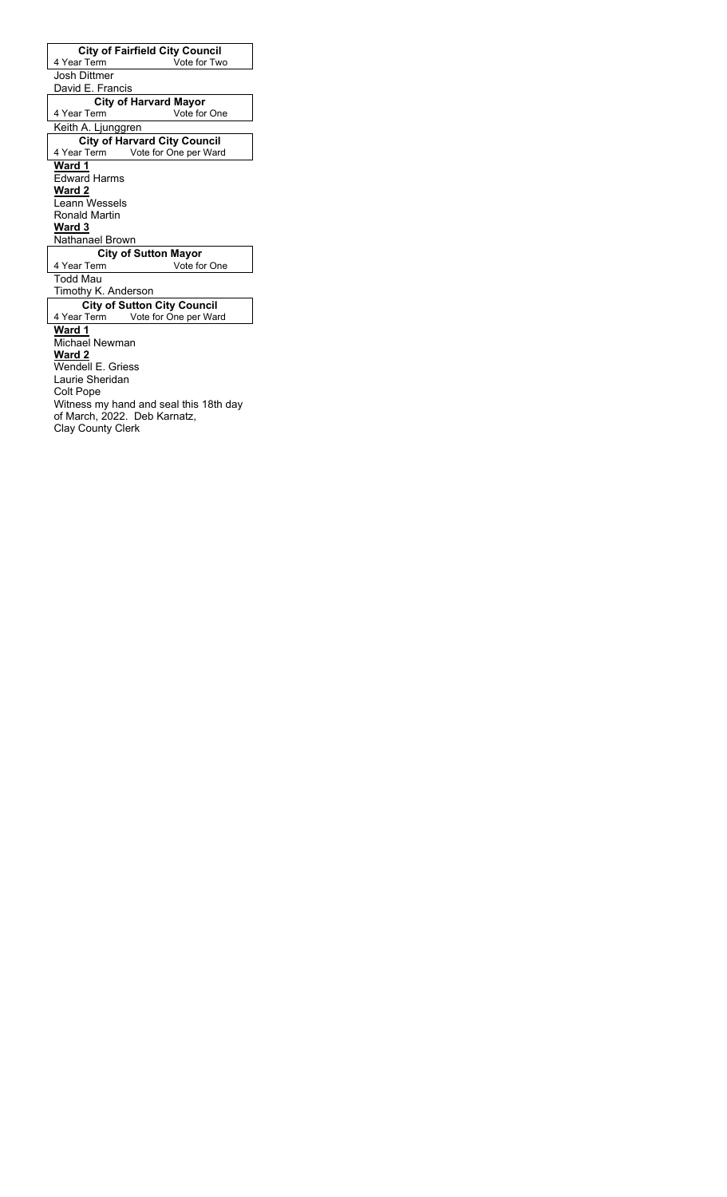**City of Fairfield City Council**

4 Year Term — Vote for Two

Josh Dittmer

David E. Francis

**City of Harvard Mayor**

4 Year Term — Vote for One

Keith A. Ljunggren

**City of Harvard City Council**

4 Year Term — Vote for One per Ward

**Ward 1**

Edward Harms

**Ward 2**

Leann Wessels

Ronald Martin

**Ward 3**

Nathanael Brown

**City of Sutton Mayor**

4 Year Term — Vote for One

Todd Mau

Timothy K. Anderson

**City of Sutton City Council**

4 Year Term — Vote for One per Ward

**Ward 1**

Michael Newman

**Ward 2**

Wendell E. Griess

Laurie Sheridan

Colt Pope

Witness my hand and seal this 18th day of March, 2022. Deb Karnatz, Clay County Clerk